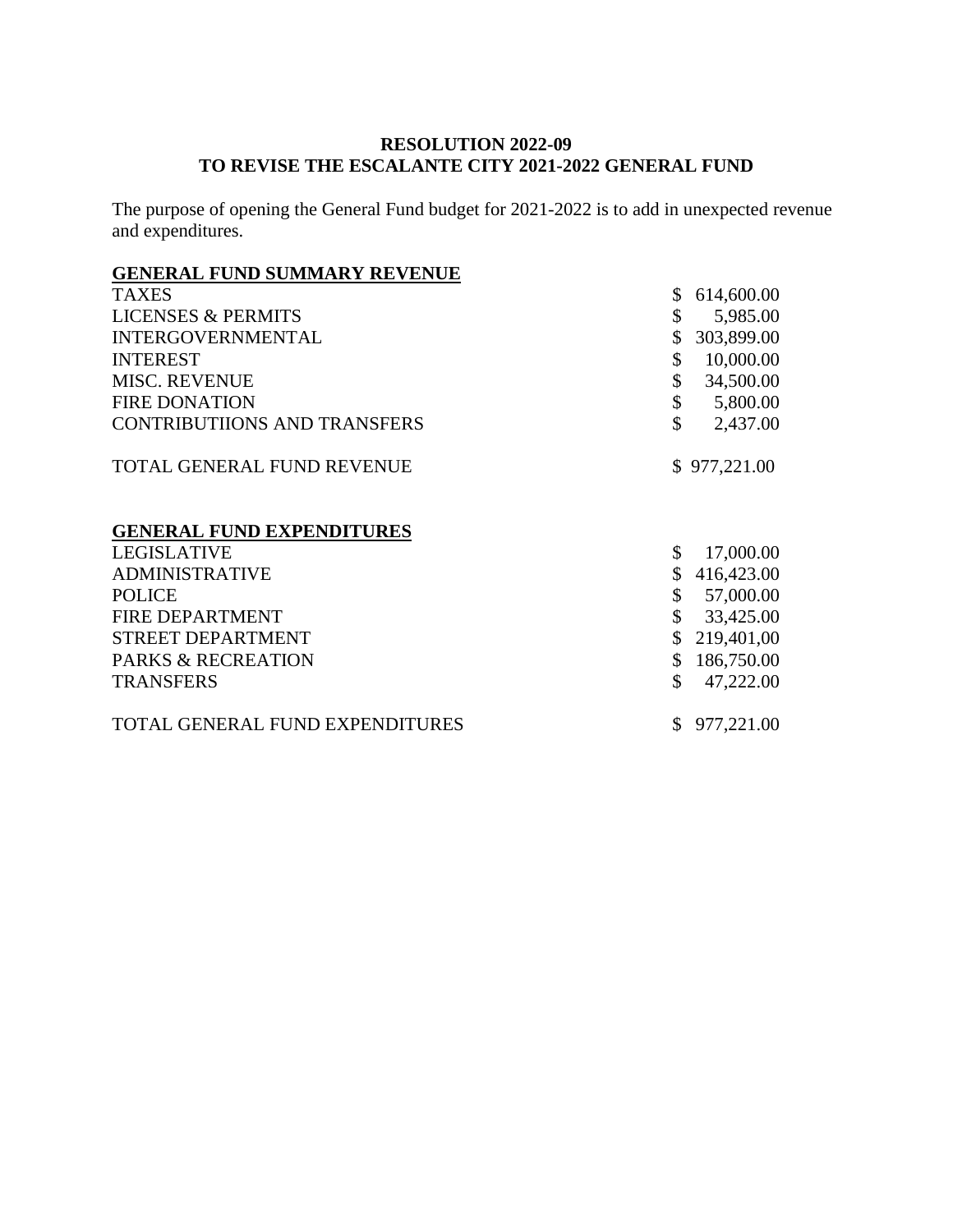**RESOLUTION 2022-09**
**TO REVISE THE ESCALANTE CITY 2021-2022 GENERAL FUND**

The purpose of opening the General Fund budget for 2021-2022 is to add in unexpected revenue and expenditures.

| **GENERAL FUND SUMMARY REVENUE** | |
|---|---|
| TAXES | $ 614,600.00 |
| LICENSES & PERMITS | $ 5,985.00 |
| INTERGOVERNMENTAL | $ 303,899.00 |
| INTEREST | $ 10,000.00 |
| MISC. REVENUE | $ 34,500.00 |
| FIRE DONATION | $ 5,800.00 |
| CONTRIBUTIIONS AND TRANSFERS | $ 2,437.00 |
| TOTAL GENERAL FUND REVENUE | $ 977,221.00 |

| **GENERAL FUND EXPENDITURES** | |
|---|---|
| LEGISLATIVE | $ 17,000.00 |
| ADMINISTRATIVE | $ 416,423.00 |
| POLICE | $ 57,000.00 |
| FIRE DEPARTMENT | $ 33,425.00 |
| STREET DEPARTMENT | $ 219,401,00 |
| PARKS & RECREATION | $ 186,750.00 |
| TRANSFERS | $ 47,222.00 |
| TOTAL GENERAL FUND EXPENDITURES | $ 977,221.00 |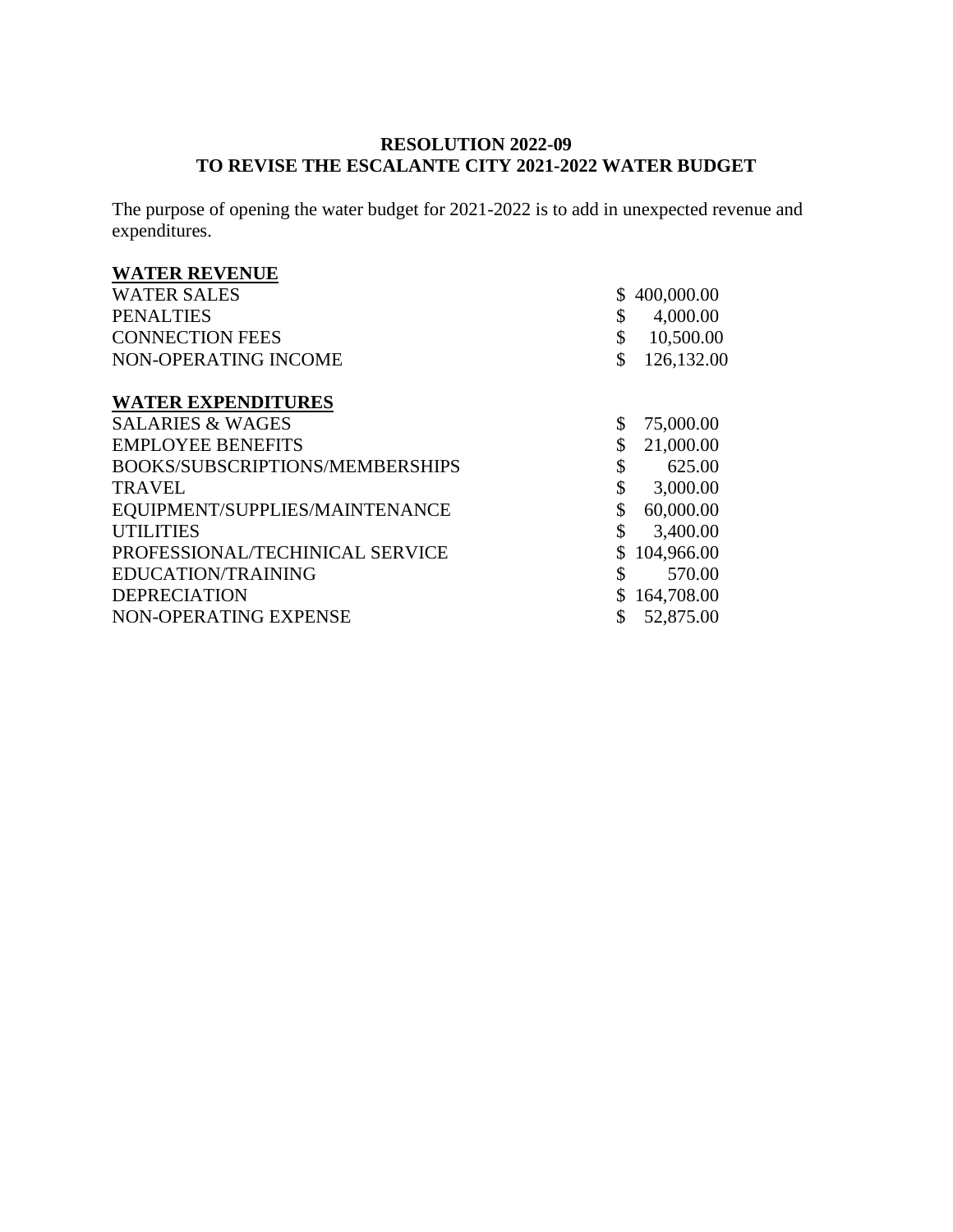**RESOLUTION 2022-09**
**TO REVISE THE ESCALANTE CITY 2021-2022 WATER BUDGET**

The purpose of opening the water budget for 2021-2022 is to add in unexpected revenue and expenditures.

**<u>WATER REVENUE</u>**

| | |
|---|---|
| WATER SALES | $ 400,000.00 |
| PENALTIES | $ 4,000.00 |
| CONNECTION FEES | $ 10,500.00 |
| NON-OPERATING INCOME | $ 126,132.00 |

**<u>WATER EXPENDITURES</u>**

| | |
|---|---|
| SALARIES & WAGES | $ 75,000.00 |
| EMPLOYEE BENEFITS | $ 21,000.00 |
| BOOKS/SUBSCRIPTIONS/MEMBERSHIPS | $ 625.00 |
| TRAVEL | $ 3,000.00 |
| EQUIPMENT/SUPPLIES/MAINTENANCE | $ 60,000.00 |
| UTILITIES | $ 3,400.00 |
| PROFESSIONAL/TECHINICAL SERVICE | $ 104,966.00 |
| EDUCATION/TRAINING | $ 570.00 |
| DEPRECIATION | $ 164,708.00 |
| NON-OPERATING EXPENSE | $ 52,875.00 |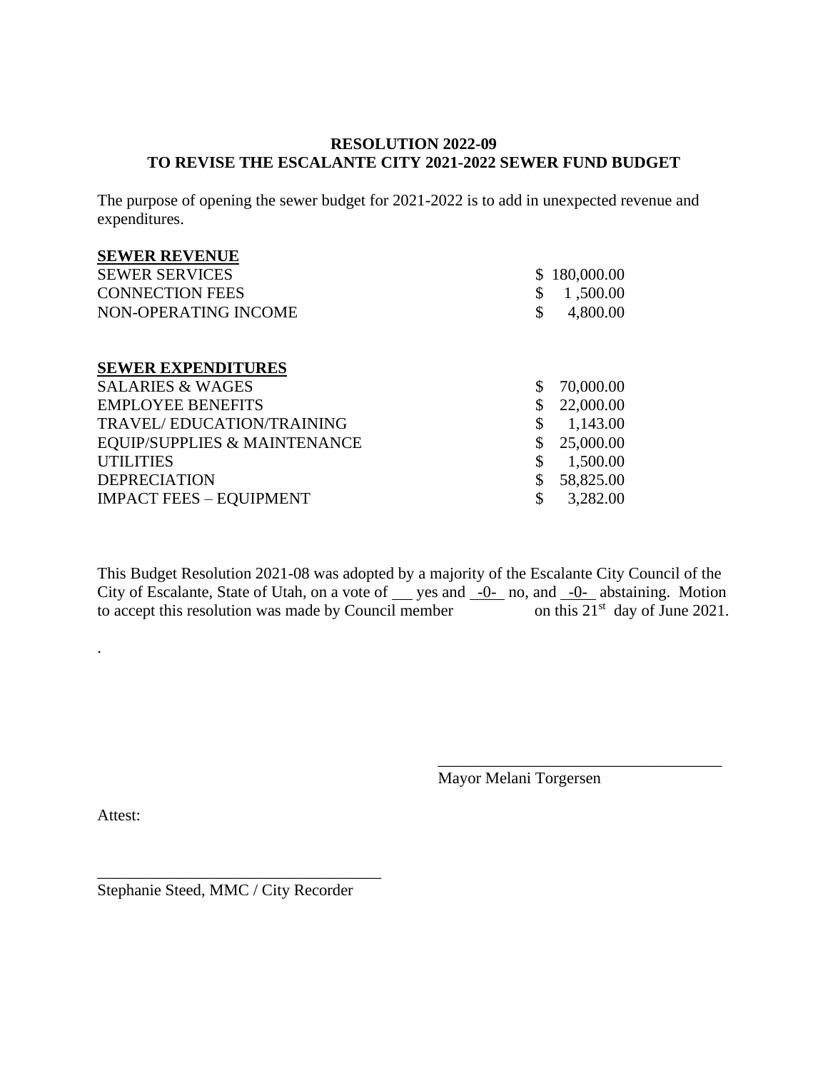**RESOLUTION 2022-09**
**TO REVISE THE ESCALANTE CITY 2021-2022 SEWER FUND BUDGET**

The purpose of opening the sewer budget for 2021-2022 is to add in unexpected revenue and expenditures.

| | |
|---|---|
| **SEWER REVENUE** | |
| SEWER SERVICES | $ 180,000.00 |
| CONNECTION FEES | $ 1 ,500.00 |
| NON-OPERATING INCOME | $ 4,800.00 |
| | |
| **SEWER EXPENDITURES** | |
| SALARIES & WAGES | $ 70,000.00 |
| EMPLOYEE BENEFITS | $ 22,000.00 |
| TRAVEL/ EDUCATION/TRAINING | $ 1,143.00 |
| EQUIP/SUPPLIES & MAINTENANCE | $ 25,000.00 |
| UTILITIES | $ 1,500.00 |
| DEPRECIATION | $ 58,825.00 |
| IMPACT FEES – EQUIPMENT | $ 3,282.00 |

This Budget Resolution 2021-08 was adopted by a majority of the Escalante City Council of the City of Escalante, State of Utah, on a vote of ___ yes and -0- no, and -0- abstaining. Motion to accept this resolution was made by Council member __________ on this 21st day of June 2021.

.

\_\_\_\_\_\_\_\_\_\_\_\_\_\_\_\_\_\_\_\_\_\_\_\_\_\_\_\_\_\_\_\_\_\_\_
Mayor Melani Torgersen

Attest:

\_\_\_\_\_\_\_\_\_\_\_\_\_\_\_\_\_\_\_\_\_\_\_\_\_\_\_\_\_\_\_\_\_\_\_
Stephanie Steed, MMC / City Recorder